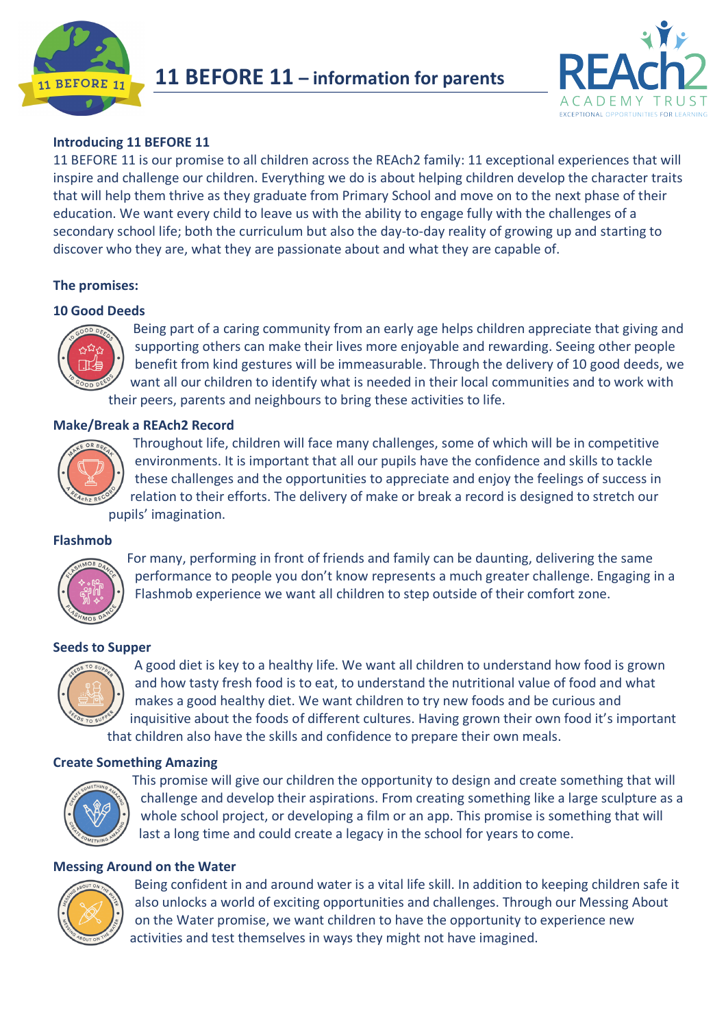# 11 BEFORE 11 – information for parents

### Introducing 11 BEFORE 11

11 BEFORE 11 is our promise to all children across the REAch2 family: 11 exceptional experiences that will inspire and challenge our children. Everything we do is about helping children develop the character traits that will help them thrive as they graduate from Primary School and move on to the next phase of their education. We want every child to leave us with the ability to engage fully with the challenges of a secondary school life; both the curriculum but also the day-to-day reality of growing up and starting to discover who they are, what they are passionate about and what they are capable of.

### The promises:

### 10 Good Deeds

Being part of a caring community from an early age helps children appreciate that giving and supporting others can make their lives more enjoyable and rewarding. Seeing other people benefit from kind gestures will be immeasurable. Through the delivery of 10 good deeds, we want all our children to identify what is needed in their local communities and to work with their peers, parents and neighbours to bring these activities to life.

### Make/Break a REAch2 Record

Throughout life, children will face many challenges, some of which will be in competitive environments. It is important that all our pupils have the confidence and skills to tackle these challenges and the opportunities to appreciate and enjoy the feelings of success in relation to their efforts. The delivery of make or break a record is designed to stretch our pupils' imagination.

### Flashmob

For many, performing in front of friends and family can be daunting, delivering the same performance to people you don't know represents a much greater challenge. Engaging in a Flashmob experience we want all children to step outside of their comfort zone.

### Seeds to Supper

A good diet is key to a healthy life. We want all children to understand how food is grown and how tasty fresh food is to eat, to understand the nutritional value of food and what makes a good healthy diet. We want children to try new foods and be curious and inquisitive about the foods of different cultures. Having grown their own food it's important that children also have the skills and confidence to prepare their own meals.

### Create Something Amazing

This promise will give our children the opportunity to design and create something that will challenge and develop their aspirations. From creating something like a large sculpture as a whole school project, or developing a film or an app. This promise is something that will last a long time and could create a legacy in the school for years to come.

### Messing Around on the Water

Being confident in and around water is a vital life skill. In addition to keeping children safe it also unlocks a world of exciting opportunities and challenges. Through our Messing About on the Water promise, we want children to have the opportunity to experience new activities and test themselves in ways they might not have imagined.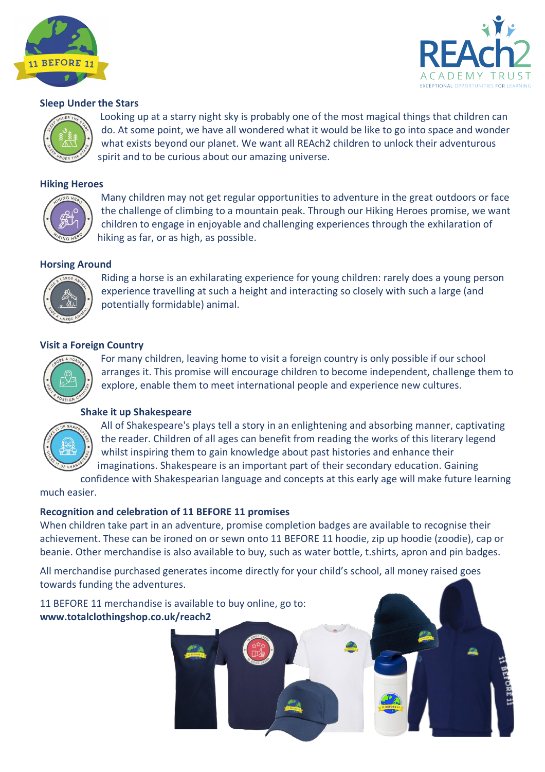### Sleep Under the Stars

Looking up at a starry night sky is probably one of the most magical things that children can do. At some point, we have all wondered what it would be like to go into space and wonder what exists beyond our planet. We want all REAch2 children to unlock their adventurous spirit and to be curious about our amazing universe.

### Hiking Heroes

Many children may not get regular opportunities to adventure in the great outdoors or face the challenge of climbing to a mountain peak. Through our Hiking Heroes promise, we want children to engage in enjoyable and challenging experiences through the exhilaration of hiking as far, or as high, as possible.

### Horsing Around

Riding a horse is an exhilarating experience for young children: rarely does a young person experience travelling at such a height and interacting so closely with such a large (and potentially formidable) animal.

### Visit a Foreign Country

For many children, leaving home to visit a foreign country is only possible if our school arranges it. This promise will encourage children to become independent, challenge them to explore, enable them to meet international people and experience new cultures.

### Shake it up Shakespeare

All of Shakespeare's plays tell a story in an enlightening and absorbing manner, captivating the reader. Children of all ages can benefit from reading the works of this literary legend whilst inspiring them to gain knowledge about past histories and enhance their imaginations. Shakespeare is an important part of their secondary education. Gaining confidence with Shakespearian language and concepts at this early age will make future learning much easier.

### Recognition and celebration of 11 BEFORE 11 promises

When children take part in an adventure, promise completion badges are available to recognise their achievement. These can be ironed on or sewn onto 11 BEFORE 11 hoodie, zip up hoodie (zoodie), cap or beanie. Other merchandise is also available to buy, such as water bottle, t.shirts, apron and pin badges.

All merchandise purchased generates income directly for your child's school, all money raised goes towards funding the adventures.

11 BEFORE 11 merchandise is available to buy online, go to:
**www.totalclothingshop.co.uk/reach2**